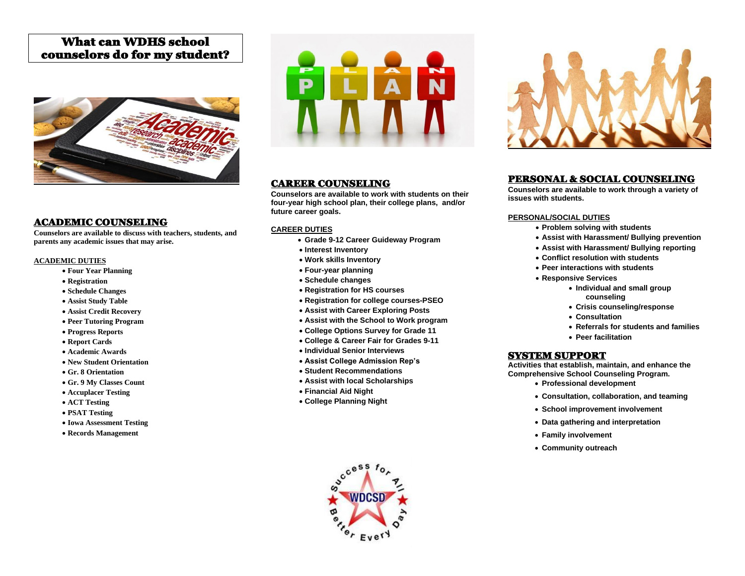# What can WDHS school counselors do for my student?

## ACADEMIC COUNSELING

**Counselors are available to discuss with teachers, students, and parents any academic issues that may arise.**

**ACADEMIC DUTIES**

- **Four Year Planning**
- **Registration**
- **Schedule Changes**
- **Assist Study Table**
- **Assist Credit Recovery**
- **Peer Tutoring Program**
- **Progress Reports**
- **Report Cards**
- **Academic Awards**
- **New Student Orientation**
- **Gr. 8 Orientation**
- **Gr. 9 My Classes Count**
- **Accuplacer Testing**
- **ACT Testing**
- **PSAT Testing**
- **Iowa Assessment Testing**
- **Records Management**

## CAREER COUNSELING

**Counselors are available to work with students on their four-year high school plan, their college plans, and/or future career goals.**

**CAREER DUTIES**

- **Grade 9-12 Career Guideway Program**
- **Interest Inventory**
- **Work skills Inventory**
- **Four-year planning**
- **Schedule changes**
- **Registration for HS courses**
- **Registration for college courses-PSEO**
- **Assist with Career Exploring Posts**
- **Assist with the School to Work program**
- **College Options Survey for Grade 11**
- **College & Career Fair for Grades 9-11**
- **Individual Senior Interviews**
- **Assist College Admission Rep's**
- **Student Recommendations**
- **Assist with local Scholarships**
- **Financial Aid Night**
- **College Planning Night**

## PERSONAL & SOCIAL COUNSELING

**Counselors are available to work through a variety of issues with students.**

**PERSONAL/SOCIAL DUTIES**

- **Problem solving with students**
- **Assist with Harassment/ Bullying prevention**
- **Assist with Harassment/ Bullying reporting**
- **Conflict resolution with students**
- **Peer interactions with students**
- **Responsive Services**
  - **Individual and small group counseling**
  - **Crisis counseling/response**
  - **Consultation**
  - **Referrals for students and families**
  - **Peer facilitation**

## SYSTEM SUPPORT

**Activities that establish, maintain, and enhance the Comprehensive School Counseling Program.**

- **Professional development**
- **Consultation, collaboration, and teaming**
- **School improvement involvement**
- **Data gathering and interpretation**
- **Family involvement**
- **Community outreach**

Success for All — WDCSD — Better Every Day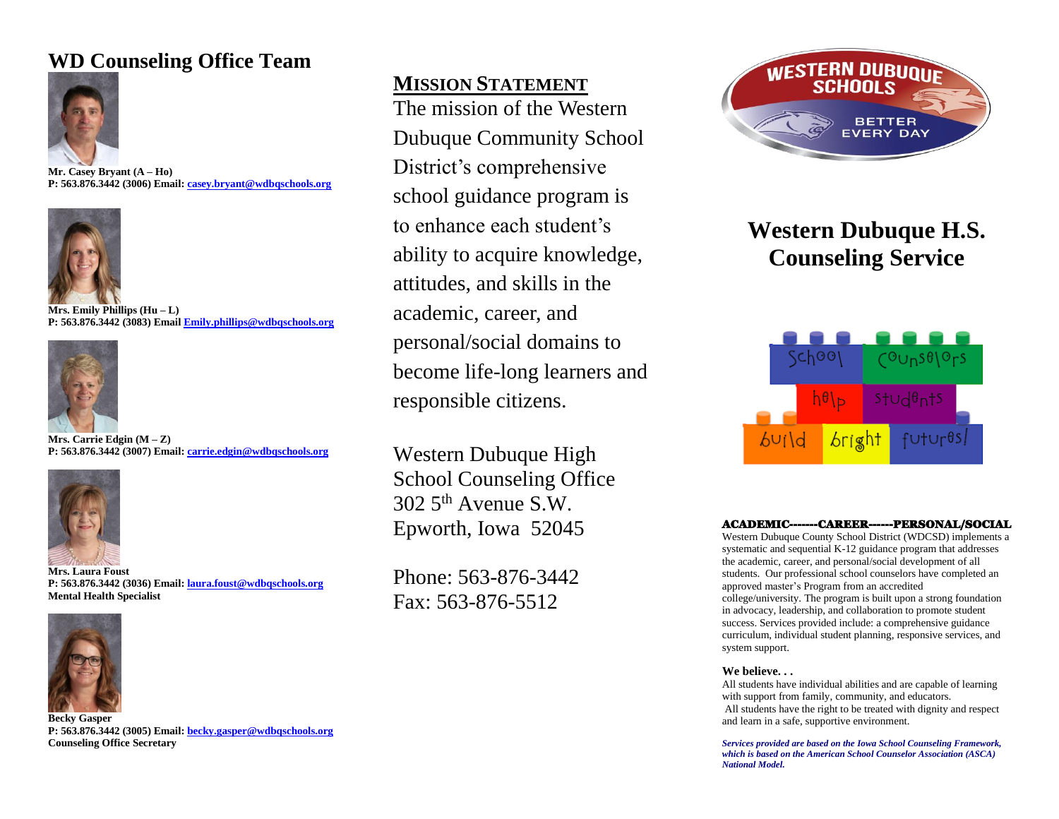## WD Counseling Office Team

**Mr. Casey Bryant (A – Ho)**
**P: 563.876.3442 (3006) Email: casey.bryant@wdbqschools.org**

**Mrs. Emily Phillips (Hu – L)**
**P: 563.876.3442 (3083) Email Emily.phillips@wdbqschools.org**

**Mrs. Carrie Edgin (M – Z)**
**P: 563.876.3442 (3007) Email: carrie.edgin@wdbqschools.org**

**Mrs. Laura Foust**
**P: 563.876.3442 (3036) Email: laura.foust@wdbqschools.org**
**Mental Health Specialist**

**Becky Gasper**
**P: 563.876.3442 (3005) Email: becky.gasper@wdbqschools.org**
**Counseling Office Secretary**

## MISSION STATEMENT

The mission of the Western Dubuque Community School District's comprehensive school guidance program is to enhance each student's ability to acquire knowledge, attitudes, and skills in the academic, career, and personal/social domains to become life-long learners and responsible citizens.

Western Dubuque High School Counseling Office
302 5th Avenue S.W.
Epworth, Iowa 52045

Phone: 563-876-3442
Fax: 563-876-5512

WESTERN DUBUQUE SCHOOLS
BETTER EVERY DAY

# Western Dubuque H.S. Counseling Service

School counselors help students build bright futures!

**ACADEMIC-------CAREER------PERSONAL/SOCIAL**

Western Dubuque County School District (WDCSD) implements a systematic and sequential K-12 guidance program that addresses the academic, career, and personal/social development of all students. Our professional school counselors have completed an approved master's Program from an accredited college/university. The program is built upon a strong foundation in advocacy, leadership, and collaboration to promote student success. Services provided include: a comprehensive guidance curriculum, individual student planning, responsive services, and system support.

**We believe. . .**

All students have individual abilities and are capable of learning with support from family, community, and educators.

All students have the right to be treated with dignity and respect and learn in a safe, supportive environment.

***Services provided are based on the Iowa School Counseling Framework, which is based on the American School Counselor Association (ASCA) National Model.***